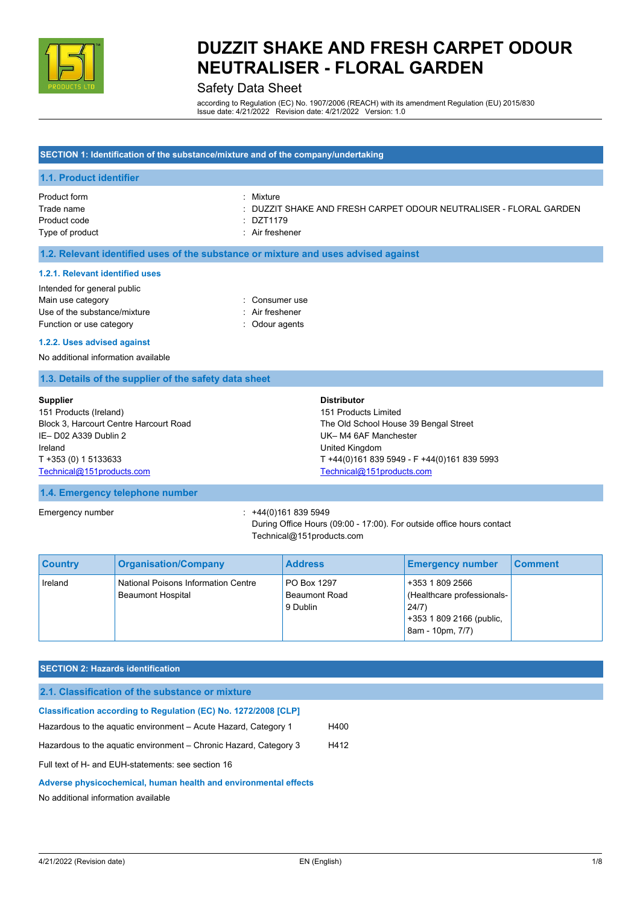# DUZZIT SHAKE AND FRESH CARPET ODOUR NEUTRALISER - FLORAL GARDEN

Safety Data Sheet

according to Regulation (EC) No. 1907/2006 (REACH) with its amendment Regulation (EU) 2015/830
Issue date: 4/21/2022 Revision date: 4/21/2022 Version: 1.0

## SECTION 1: Identification of the substance/mixture and of the company/undertaking

### 1.1. Product identifier

Product form : Mixture
Trade name : DUZZIT SHAKE AND FRESH CARPET ODOUR NEUTRALISER - FLORAL GARDEN
Product code : DZT1179
Type of product : Air freshener

### 1.2. Relevant identified uses of the substance or mixture and uses advised against

#### 1.2.1. Relevant identified uses

Intended for general public
Main use category : Consumer use
Use of the substance/mixture : Air freshener
Function or use category : Odour agents

#### 1.2.2. Uses advised against

No additional information available

### 1.3. Details of the supplier of the safety data sheet

**Supplier**
151 Products (Ireland)
Block 3, Harcourt Centre Harcourt Road
IE– D02 A339 Dublin 2
Ireland
T +353 (0) 1 5133633
Technical@151products.com

**Distributor**
151 Products Limited
The Old School House 39 Bengal Street
UK– M4 6AF Manchester
United Kingdom
T +44(0)161 839 5949 - F +44(0)161 839 5993
Technical@151products.com

### 1.4. Emergency telephone number

Emergency number : +44(0)161 839 5949
During Office Hours (09:00 - 17:00). For outside office hours contact Technical@151products.com

| Country | Organisation/Company | Address | Emergency number | Comment |
|---|---|---|---|---|
| Ireland | National Poisons Information Centre Beaumont Hospital | PO Box 1297 Beaumont Road 9 Dublin | +353 1 809 2566 (Healthcare professionals-24/7) +353 1 809 2166 (public, 8am - 10pm, 7/7) | |

## SECTION 2: Hazards identification

### 2.1. Classification of the substance or mixture

#### Classification according to Regulation (EC) No. 1272/2008 [CLP]

Hazardous to the aquatic environment – Acute Hazard, Category 1 H400

Hazardous to the aquatic environment – Chronic Hazard, Category 3 H412

Full text of H- and EUH-statements: see section 16

#### Adverse physicochemical, human health and environmental effects

No additional information available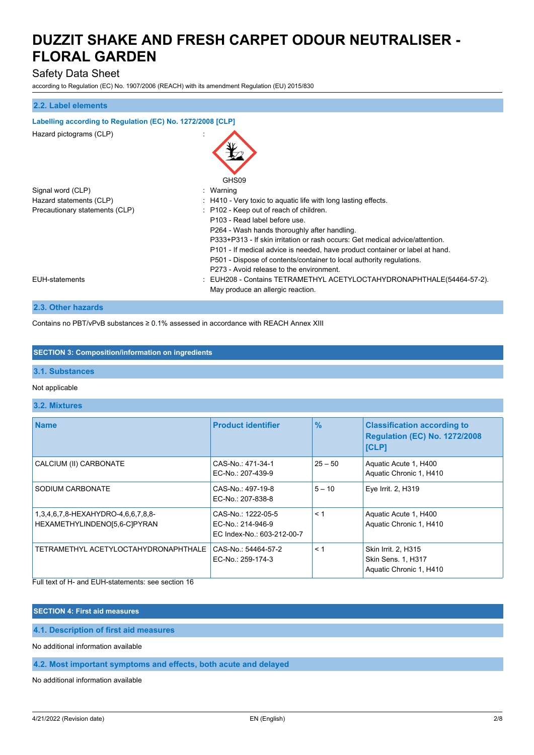### 2.2. Label elements

**Labelling according to Regulation (EC) No. 1272/2008 [CLP]**

Hazard pictograms (CLP) :

GHS09

Signal word (CLP) : Warning

Hazard statements (CLP) : H410 - Very toxic to aquatic life with long lasting effects.

Precautionary statements (CLP) : P102 - Keep out of reach of children.
P103 - Read label before use.
P264 - Wash hands thoroughly after handling.
P333+P313 - If skin irritation or rash occurs: Get medical advice/attention.
P101 - If medical advice is needed, have product container or label at hand.
P501 - Dispose of contents/container to local authority regulations.
P273 - Avoid release to the environment.

EUH-statements : EUH208 - Contains TETRAMETHYL ACETYLOCTAHYDRONAPHTHALE(54464-57-2). May produce an allergic reaction.

### 2.3. Other hazards

Contains no PBT/vPvB substances ≥ 0.1% assessed in accordance with REACH Annex XIII

## SECTION 3: Composition/information on ingredients

### 3.1. Substances

Not applicable

### 3.2. Mixtures

| Name | Product identifier | % | Classification according to Regulation (EC) No. 1272/2008 [CLP] |
|---|---|---|---|
| CALCIUM (II) CARBONATE | CAS-No.: 471-34-1<br>EC-No.: 207-439-9 | 25 – 50 | Aquatic Acute 1, H400<br>Aquatic Chronic 1, H410 |
| SODIUM CARBONATE | CAS-No.: 497-19-8<br>EC-No.: 207-838-8 | 5 – 10 | Eye Irrit. 2, H319 |
| 1,3,4,6,7,8-HEXAHYDRO-4,6,6,7,8,8-HEXAMETHYLINDENO[5,6-C]PYRAN | CAS-No.: 1222-05-5<br>EC-No.: 214-946-9<br>EC Index-No.: 603-212-00-7 | < 1 | Aquatic Acute 1, H400<br>Aquatic Chronic 1, H410 |
| TETRAMETHYL ACETYLOCTAHYDRONAPHTHALE | CAS-No.: 54464-57-2<br>EC-No.: 259-174-3 | < 1 | Skin Irrit. 2, H315<br>Skin Sens. 1, H317<br>Aquatic Chronic 1, H410 |

Full text of H- and EUH-statements: see section 16

## SECTION 4: First aid measures

### 4.1. Description of first aid measures

No additional information available

### 4.2. Most important symptoms and effects, both acute and delayed

No additional information available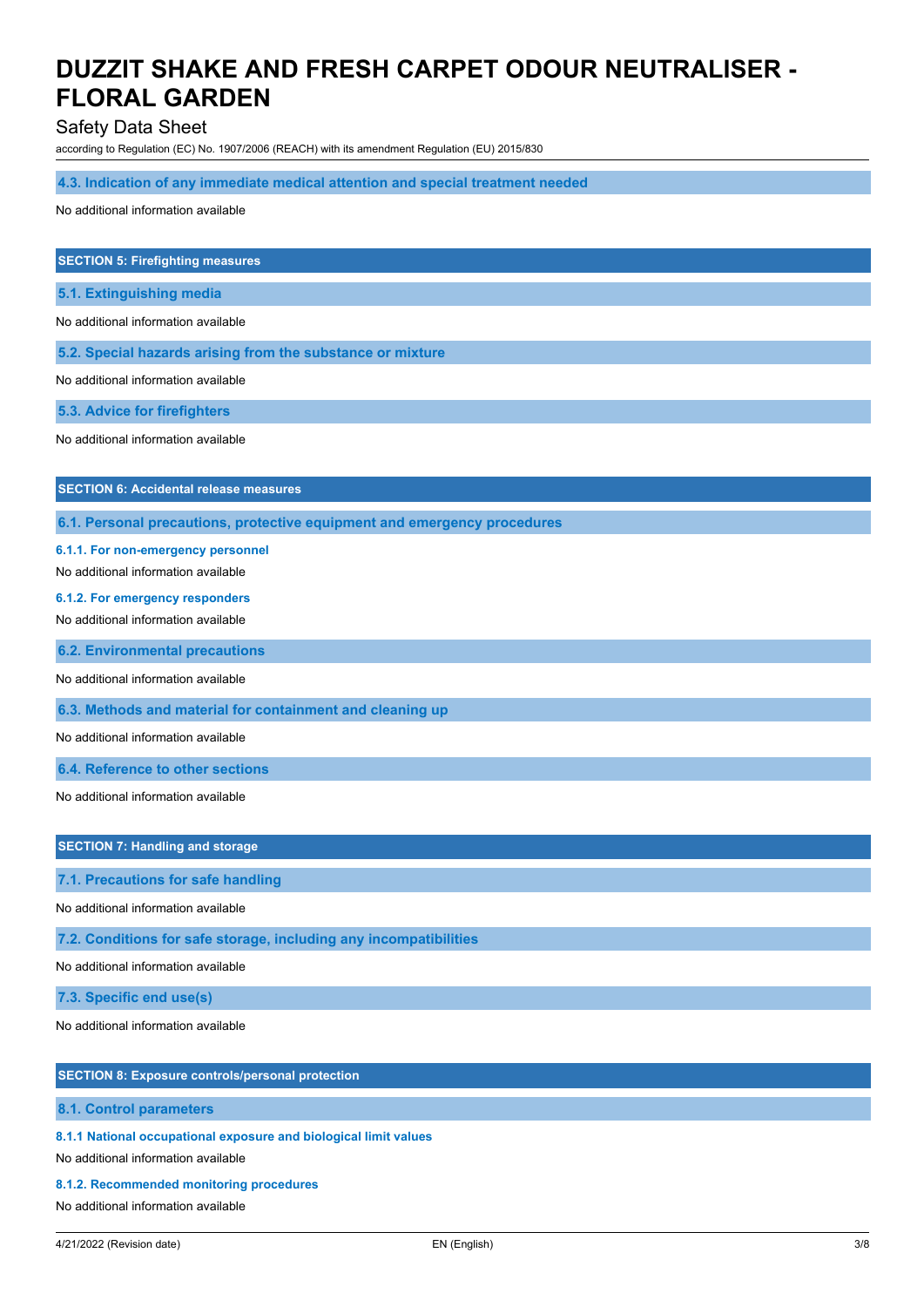### 4.3. Indication of any immediate medical attention and special treatment needed

No additional information available

## SECTION 5: Firefighting measures

### 5.1. Extinguishing media

No additional information available

### 5.2. Special hazards arising from the substance or mixture

No additional information available

### 5.3. Advice for firefighters

No additional information available

## SECTION 6: Accidental release measures

### 6.1. Personal precautions, protective equipment and emergency procedures

#### 6.1.1. For non-emergency personnel

No additional information available

#### 6.1.2. For emergency responders

No additional information available

### 6.2. Environmental precautions

No additional information available

### 6.3. Methods and material for containment and cleaning up

No additional information available

### 6.4. Reference to other sections

No additional information available

## SECTION 7: Handling and storage

### 7.1. Precautions for safe handling

No additional information available

### 7.2. Conditions for safe storage, including any incompatibilities

No additional information available

### 7.3. Specific end use(s)

No additional information available

## SECTION 8: Exposure controls/personal protection

### 8.1. Control parameters

#### 8.1.1 National occupational exposure and biological limit values

No additional information available

#### 8.1.2. Recommended monitoring procedures

No additional information available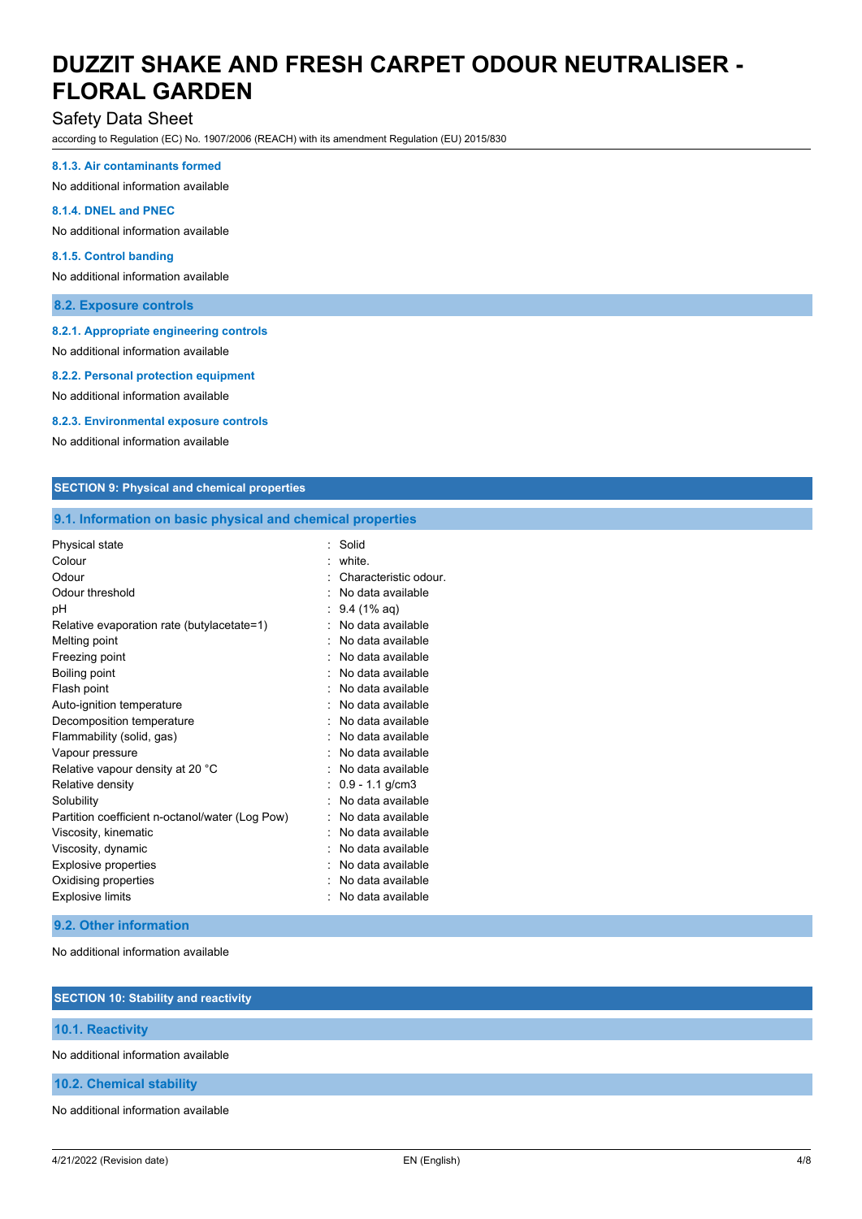#### 8.1.3. Air contaminants formed

No additional information available

#### 8.1.4. DNEL and PNEC

No additional information available

#### 8.1.5. Control banding

No additional information available

### 8.2. Exposure controls

#### 8.2.1. Appropriate engineering controls

No additional information available

#### 8.2.2. Personal protection equipment

No additional information available

#### 8.2.3. Environmental exposure controls

No additional information available

## SECTION 9: Physical and chemical properties

### 9.1. Information on basic physical and chemical properties

| | |
|---|---|
| Physical state | : Solid |
| Colour | : white. |
| Odour | : Characteristic odour. |
| Odour threshold | : No data available |
| pH | : 9.4 (1% aq) |
| Relative evaporation rate (butylacetate=1) | : No data available |
| Melting point | : No data available |
| Freezing point | : No data available |
| Boiling point | : No data available |
| Flash point | : No data available |
| Auto-ignition temperature | : No data available |
| Decomposition temperature | : No data available |
| Flammability (solid, gas) | : No data available |
| Vapour pressure | : No data available |
| Relative vapour density at 20 °C | : No data available |
| Relative density | : 0.9 - 1.1 g/cm3 |
| Solubility | : No data available |
| Partition coefficient n-octanol/water (Log Pow) | : No data available |
| Viscosity, kinematic | : No data available |
| Viscosity, dynamic | : No data available |
| Explosive properties | : No data available |
| Oxidising properties | : No data available |
| Explosive limits | : No data available |

### 9.2. Other information

No additional information available

## SECTION 10: Stability and reactivity

### 10.1. Reactivity

No additional information available

### 10.2. Chemical stability

No additional information available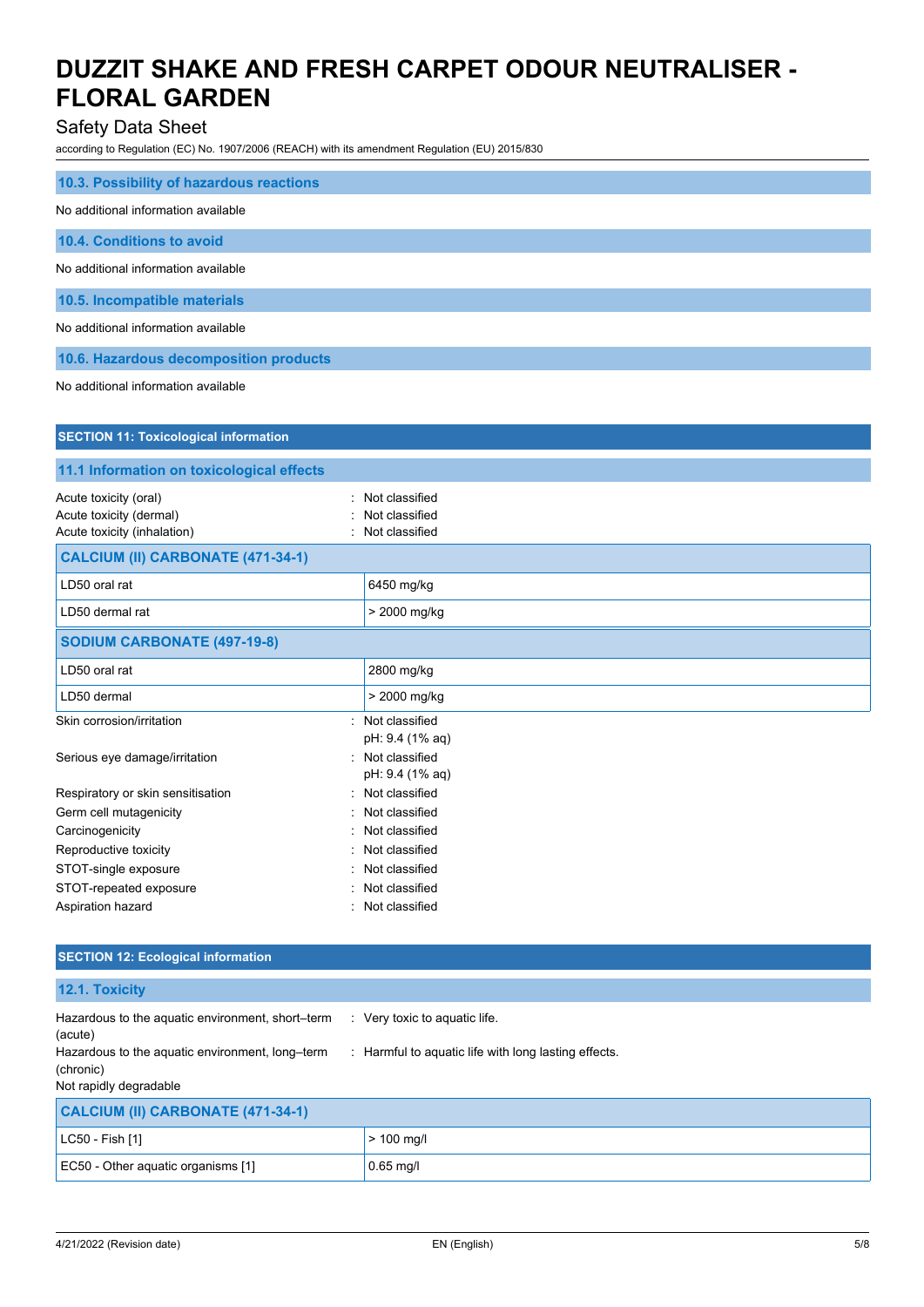### 10.3. Possibility of hazardous reactions

No additional information available

### 10.4. Conditions to avoid

No additional information available

### 10.5. Incompatible materials

No additional information available

### 10.6. Hazardous decomposition products

No additional information available

## SECTION 11: Toxicological information

### 11.1 Information on toxicological effects

Acute toxicity (oral) : Not classified
Acute toxicity (dermal) : Not classified
Acute toxicity (inhalation) : Not classified

| CALCIUM (II) CARBONATE (471-34-1) | |
|---|---|
| LD50 oral rat | 6450 mg/kg |
| LD50 dermal rat | > 2000 mg/kg |

| SODIUM CARBONATE (497-19-8) | |
|---|---|
| LD50 oral rat | 2800 mg/kg |
| LD50 dermal | > 2000 mg/kg |

Skin corrosion/irritation : Not classified
pH: 9.4 (1% aq)
Serious eye damage/irritation : Not classified
pH: 9.4 (1% aq)
Respiratory or skin sensitisation : Not classified
Germ cell mutagenicity : Not classified
Carcinogenicity : Not classified
Reproductive toxicity : Not classified
STOT-single exposure : Not classified
STOT-repeated exposure : Not classified
Aspiration hazard : Not classified

## SECTION 12: Ecological information

### 12.1. Toxicity

Hazardous to the aquatic environment, short–term (acute) : Very toxic to aquatic life.
Hazardous to the aquatic environment, long–term (chronic) : Harmful to aquatic life with long lasting effects.
Not rapidly degradable

| CALCIUM (II) CARBONATE (471-34-1) | |
|---|---|
| LC50 - Fish [1] | > 100 mg/l |
| EC50 - Other aquatic organisms [1] | 0.65 mg/l |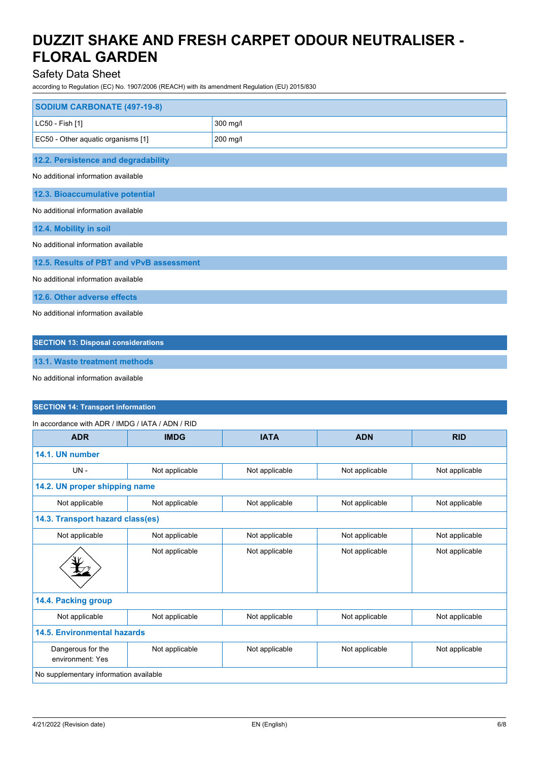# DUZZIT SHAKE AND FRESH CARPET ODOUR NEUTRALISER - FLORAL GARDEN

Safety Data Sheet

according to Regulation (EC) No. 1907/2006 (REACH) with its amendment Regulation (EU) 2015/830

| SODIUM CARBONATE (497-19-8) | |
|---|---|
| LC50 - Fish [1] | 300 mg/l |
| EC50 - Other aquatic organisms [1] | 200 mg/l |

### 12.2. Persistence and degradability

No additional information available

### 12.3. Bioaccumulative potential

No additional information available

### 12.4. Mobility in soil

No additional information available

### 12.5. Results of PBT and vPvB assessment

No additional information available

### 12.6. Other adverse effects

No additional information available

## SECTION 13: Disposal considerations

### 13.1. Waste treatment methods

No additional information available

## SECTION 14: Transport information

In accordance with ADR / IMDG / IATA / ADN / RID

| ADR | IMDG | IATA | ADN | RID |
|---|---|---|---|---|
| **14.1. UN number** | | | | |
| UN - | Not applicable | Not applicable | Not applicable | Not applicable |
| **14.2. UN proper shipping name** | | | | |
| Not applicable | Not applicable | Not applicable | Not applicable | Not applicable |
| **14.3. Transport hazard class(es)** | | | | |
| Not applicable | Not applicable | Not applicable | Not applicable | Not applicable |
| | Not applicable | Not applicable | Not applicable | Not applicable |
| **14.4. Packing group** | | | | |
| Not applicable | Not applicable | Not applicable | Not applicable | Not applicable |
| **14.5. Environmental hazards** | | | | |
| Dangerous for the environment: Yes | Not applicable | Not applicable | Not applicable | Not applicable |
| No supplementary information available | | | | |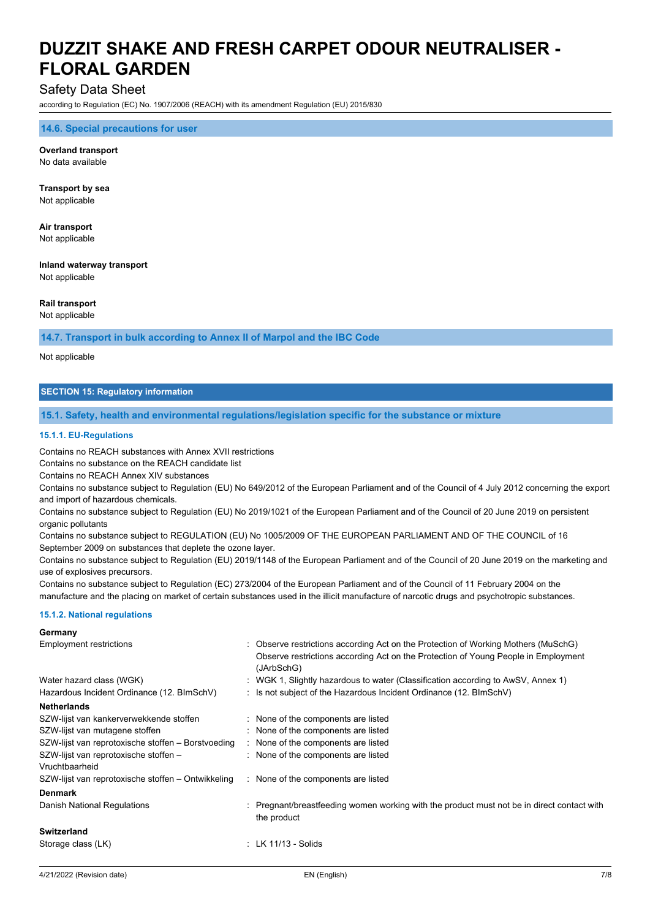#### 14.6. Special precautions for user

**Overland transport**
No data available

**Transport by sea**
Not applicable

**Air transport**
Not applicable

**Inland waterway transport**
Not applicable

**Rail transport**
Not applicable

#### 14.7. Transport in bulk according to Annex II of Marpol and the IBC Code

Not applicable

## SECTION 15: Regulatory information

### 15.1. Safety, health and environmental regulations/legislation specific for the substance or mixture

#### 15.1.1. EU-Regulations

Contains no REACH substances with Annex XVII restrictions
Contains no substance on the REACH candidate list
Contains no REACH Annex XIV substances
Contains no substance subject to Regulation (EU) No 649/2012 of the European Parliament and of the Council of 4 July 2012 concerning the export and import of hazardous chemicals.
Contains no substance subject to Regulation (EU) No 2019/1021 of the European Parliament and of the Council of 20 June 2019 on persistent organic pollutants
Contains no substance subject to REGULATION (EU) No 1005/2009 OF THE EUROPEAN PARLIAMENT AND OF THE COUNCIL of 16 September 2009 on substances that deplete the ozone layer.
Contains no substance subject to Regulation (EU) 2019/1148 of the European Parliament and of the Council of 20 June 2019 on the marketing and use of explosives precursors.
Contains no substance subject to Regulation (EC) 273/2004 of the European Parliament and of the Council of 11 February 2004 on the manufacture and the placing on market of certain substances used in the illicit manufacture of narcotic drugs and psychotropic substances.

#### 15.1.2. National regulations

**Germany**

| | |
|---|---|
| Employment restrictions | : Observe restrictions according Act on the Protection of Working Mothers (MuSchG)<br>Observe restrictions according Act on the Protection of Young People in Employment (JArbSchG) |
| Water hazard class (WGK) | : WGK 1, Slightly hazardous to water (Classification according to AwSV, Annex 1) |
| Hazardous Incident Ordinance (12. BImSchV) | : Is not subject of the Hazardous Incident Ordinance (12. BImSchV) |

**Netherlands**

| | |
|---|---|
| SZW-lijst van kankerverwekkende stoffen | : None of the components are listed |
| SZW-lijst van mutagene stoffen | : None of the components are listed |
| SZW-lijst van reprotoxische stoffen – Borstvoeding | : None of the components are listed |
| SZW-lijst van reprotoxische stoffen – Vruchtbaarheid | : None of the components are listed |
| SZW-lijst van reprotoxische stoffen – Ontwikkeling | : None of the components are listed |

**Denmark**

| | |
|---|---|
| Danish National Regulations | : Pregnant/breastfeeding women working with the product must not be in direct contact with the product |

**Switzerland**

| | |
|---|---|
| Storage class (LK) | : LK 11/13 - Solids |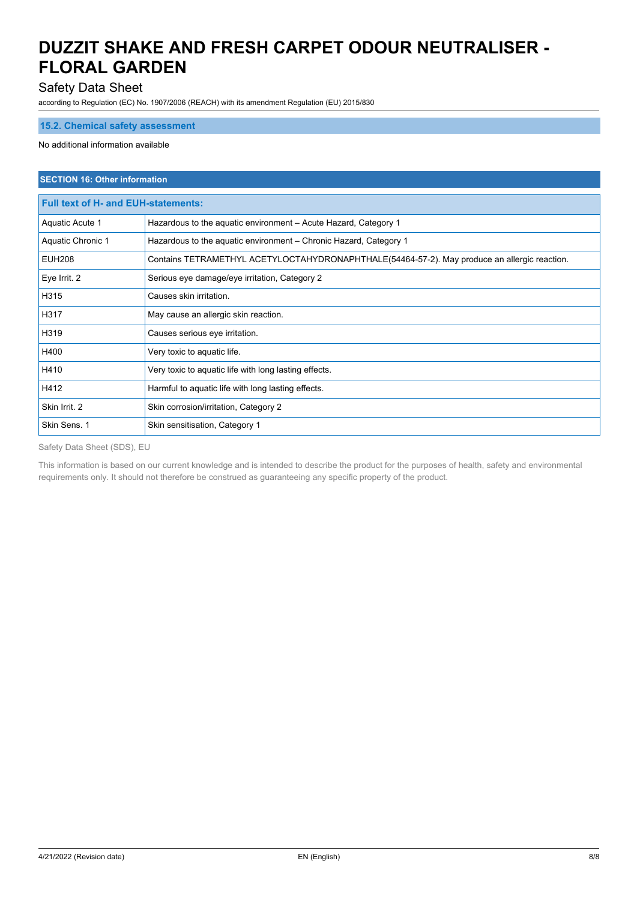#### 15.2. Chemical safety assessment

No additional information available

## SECTION 16: Other information

| Full text of H- and EUH-statements: | |
|---|---|
| Aquatic Acute 1 | Hazardous to the aquatic environment – Acute Hazard, Category 1 |
| Aquatic Chronic 1 | Hazardous to the aquatic environment – Chronic Hazard, Category 1 |
| EUH208 | Contains TETRAMETHYL ACETYLOCTAHYDRONAPHTHALE(54464-57-2). May produce an allergic reaction. |
| Eye Irrit. 2 | Serious eye damage/eye irritation, Category 2 |
| H315 | Causes skin irritation. |
| H317 | May cause an allergic skin reaction. |
| H319 | Causes serious eye irritation. |
| H400 | Very toxic to aquatic life. |
| H410 | Very toxic to aquatic life with long lasting effects. |
| H412 | Harmful to aquatic life with long lasting effects. |
| Skin Irrit. 2 | Skin corrosion/irritation, Category 2 |
| Skin Sens. 1 | Skin sensitisation, Category 1 |

Safety Data Sheet (SDS), EU

This information is based on our current knowledge and is intended to describe the product for the purposes of health, safety and environmental requirements only. It should not therefore be construed as guaranteeing any specific property of the product.